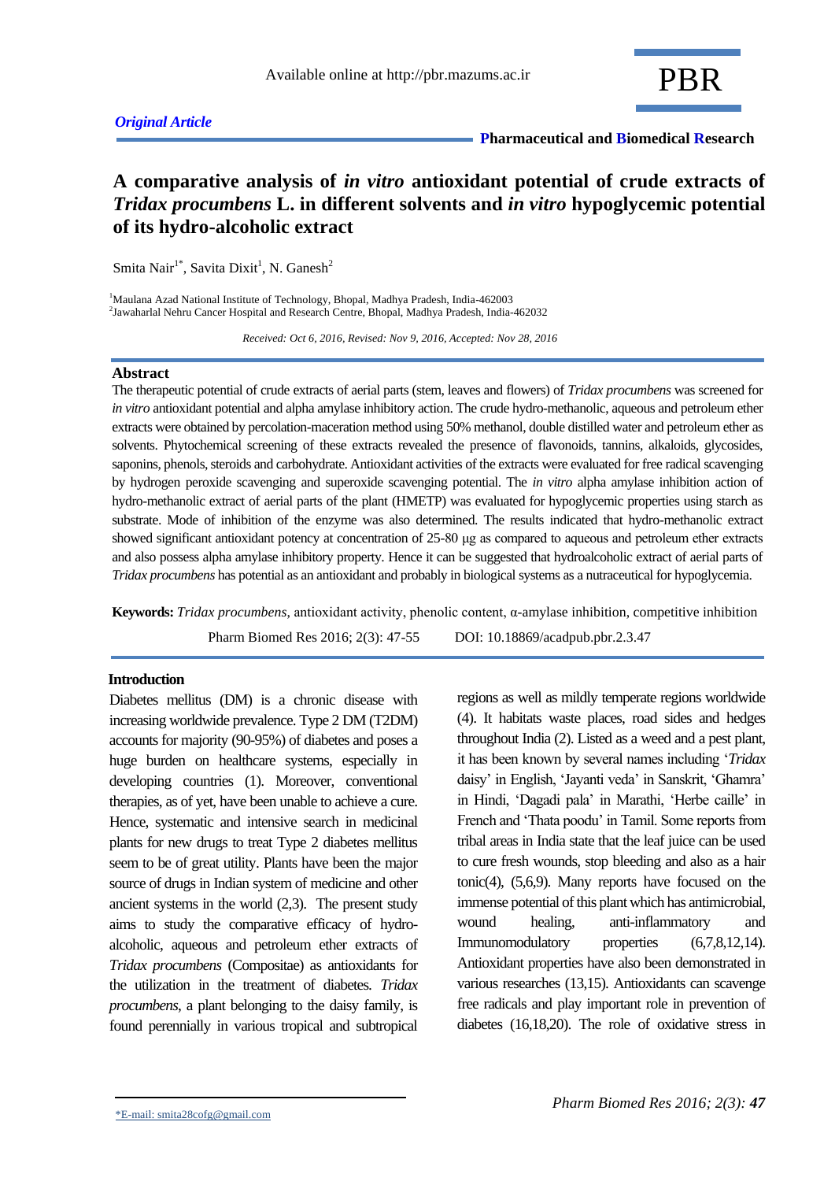*Original Article*

# A comparative analysis of *in vitro* antioxidant potential of crude extracts of *Tridax procumbens* L. in different solvents and *in vitro* hypoglycemic potential of its hydro-alcoholic extract

Smita Nair[1*], Savita Dixit[1], N. Ganesh[2]

[1]Maulana Azad National Institute of Technology, Bhopal, Madhya Pradesh, India-462003
[2]Jawaharlal Nehru Cancer Hospital and Research Centre, Bhopal, Madhya Pradesh, India-462032

*Received: Oct 6, 2016, Revised: Nov 9, 2016, Accepted: Nov 28, 2016*

## Abstract

The therapeutic potential of crude extracts of aerial parts (stem, leaves and flowers) of *Tridax procumbens* was screened for *in vitro* antioxidant potential and alpha amylase inhibitory action. The crude hydro-methanolic, aqueous and petroleum ether extracts were obtained by percolation-maceration method using 50% methanol, double distilled water and petroleum ether as solvents. Phytochemical screening of these extracts revealed the presence of flavonoids, tannins, alkaloids, glycosides, saponins, phenols, steroids and carbohydrate. Antioxidant activities of the extracts were evaluated for free radical scavenging by hydrogen peroxide scavenging and superoxide scavenging potential. The *in vitro* alpha amylase inhibition action of hydro-methanolic extract of aerial parts of the plant (HMETP) was evaluated for hypoglycemic properties using starch as substrate. Mode of inhibition of the enzyme was also determined. The results indicated that hydro-methanolic extract showed significant antioxidant potency at concentration of 25-80 μg as compared to aqueous and petroleum ether extracts and also possess alpha amylase inhibitory property. Hence it can be suggested that hydroalcoholic extract of aerial parts of *Tridax procumbens* has potential as an antioxidant and probably in biological systems as a nutraceutical for hypoglycemia.

**Keywords:** *Tridax procumbens,* antioxidant activity, phenolic content, α-amylase inhibition, competitive inhibition

Pharm Biomed Res 2016; 2(3): 47-55 DOI: 10.18869/acadpub.pbr.2.3.47

## Introduction

Diabetes mellitus (DM) is a chronic disease with increasing worldwide prevalence. Type 2 DM (T2DM) accounts for majority (90-95%) of diabetes and poses a huge burden on healthcare systems, especially in developing countries (1). Moreover, conventional therapies, as of yet, have been unable to achieve a cure. Hence, systematic and intensive search in medicinal plants for new drugs to treat Type 2 diabetes mellitus seem to be of great utility. Plants have been the major source of drugs in Indian system of medicine and other ancient systems in the world (2,3). The present study aims to study the comparative efficacy of hydro-alcoholic, aqueous and petroleum ether extracts of *Tridax procumbens* (Compositae) as antioxidants for the utilization in the treatment of diabetes. *Tridax procumbens*, a plant belonging to the daisy family, is found perennially in various tropical and subtropical regions as well as mildly temperate regions worldwide (4). It habitats waste places, road sides and hedges throughout India (2). Listed as a weed and a pest plant, it has been known by several names including '*Tridax* daisy' in English, 'Jayanti veda' in Sanskrit, 'Ghamra' in Hindi, 'Dagadi pala' in Marathi, 'Herbe caille' in French and 'Thata poodu' in Tamil. Some reports from tribal areas in India state that the leaf juice can be used to cure fresh wounds, stop bleeding and also as a hair tonic(4), (5,6,9). Many reports have focused on the immense potential of this plant which has antimicrobial, wound healing, anti-inflammatory and Immunomodulatory properties (6,7,8,12,14). Antioxidant properties have also been demonstrated in various researches (13,15). Antioxidants can scavenge free radicals and play important role in prevention of diabetes (16,18,20). The role of oxidative stress in

*E-mail: smita28cofg@gmail.com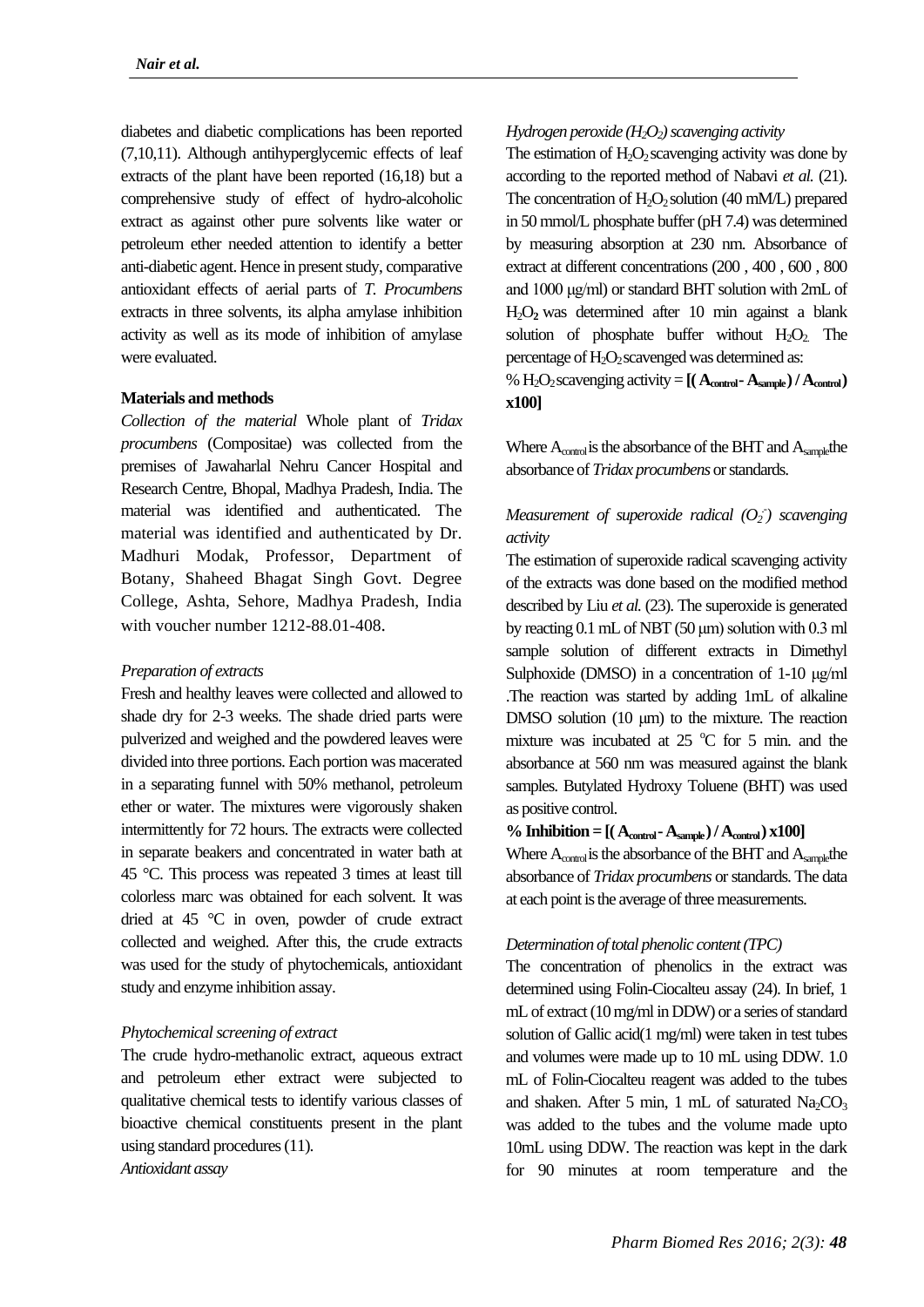diabetes and diabetic complications has been reported (7,10,11). Although antihyperglycemic effects of leaf extracts of the plant have been reported (16,18) but a comprehensive study of effect of hydro-alcoholic extract as against other pure solvents like water or petroleum ether needed attention to identify a better anti-diabetic agent. Hence in present study, comparative antioxidant effects of aerial parts of *T. Procumbens* extracts in three solvents, its alpha amylase inhibition activity as well as its mode of inhibition of amylase were evaluated.

## Materials and methods

*Collection of the material* Whole plant of *Tridax procumbens* (Compositae) was collected from the premises of Jawaharlal Nehru Cancer Hospital and Research Centre, Bhopal, Madhya Pradesh, India. The material was identified and authenticated. The material was identified and authenticated by Dr. Madhuri Modak, Professor, Department of Botany, Shaheed Bhagat Singh Govt. Degree College, Ashta, Sehore, Madhya Pradesh, India with voucher number 1212-88.01-408.

*Preparation of extracts*

Fresh and healthy leaves were collected and allowed to shade dry for 2-3 weeks. The shade dried parts were pulverized and weighed and the powdered leaves were divided into three portions. Each portion was macerated in a separating funnel with 50% methanol, petroleum ether or water. The mixtures were vigorously shaken intermittently for 72 hours. The extracts were collected in separate beakers and concentrated in water bath at 45 °C. This process was repeated 3 times at least till colorless marc was obtained for each solvent. It was dried at 45 °C in oven, powder of crude extract collected and weighed. After this, the crude extracts was used for the study of phytochemicals, antioxidant study and enzyme inhibition assay.

*Phytochemical screening of extract*

The crude hydro-methanolic extract, aqueous extract and petroleum ether extract were subjected to qualitative chemical tests to identify various classes of bioactive chemical constituents present in the plant using standard procedures (11).

*Antioxidant assay*

*Hydrogen peroxide ($H_2O_2$) scavenging activity*

The estimation of $H_2O_2$ scavenging activity was done by according to the reported method of Nabavi *et al.* (21). The concentration of $H_2O_2$ solution (40 mM/L) prepared in 50 mmol/L phosphate buffer (pH 7.4) was determined by measuring absorption at 230 nm. Absorbance of extract at different concentrations (200 , 400 , 600 , 800 and 1000 μg/ml) or standard BHT solution with 2mL of $H_2O_2$ was determined after 10 min against a blank solution of phosphate buffer without $H_2O_2$. The percentage of $H_2O_2$ scavenged was determined as:

% $H_2O_2$ scavenging activity = **[( $A_{control}$ - $A_{sample}$ ) / $A_{control}$) x100]**

Where $A_{control}$ is the absorbance of the BHT and $A_{sample}$ the absorbance of *Tridax procumbens* or standards.

*Measurement of superoxide radical ($O_2^-$) scavenging activity*

The estimation of superoxide radical scavenging activity of the extracts was done based on the modified method described by Liu *et al.* (23). The superoxide is generated by reacting 0.1 mL of NBT (50 μm) solution with 0.3 ml sample solution of different extracts in Dimethyl Sulphoxide (DMSO) in a concentration of 1-10 μg/ml .The reaction was started by adding 1mL of alkaline DMSO solution (10 μm) to the mixture. The reaction mixture was incubated at 25 °C for 5 min. and the absorbance at 560 nm was measured against the blank samples. Butylated Hydroxy Toluene (BHT) was used as positive control.

**% Inhibition = [( $A_{control}$ - $A_{sample}$ ) / $A_{control}$) x100]**

Where $A_{control}$ is the absorbance of the BHT and $A_{sample}$ the absorbance of *Tridax procumbens* or standards. The data at each point is the average of three measurements.

*Determination of total phenolic content (TPC)*

The concentration of phenolics in the extract was determined using Folin-Ciocalteu assay (24). In brief, 1 mL of extract (10 mg/ml in DDW) or a series of standard solution of Gallic acid(1 mg/ml) were taken in test tubes and volumes were made up to 10 mL using DDW. 1.0 mL of Folin-Ciocalteu reagent was added to the tubes and shaken. After 5 min, 1 mL of saturated $Na_2CO_3$ was added to the tubes and the volume made upto 10mL using DDW. The reaction was kept in the dark for 90 minutes at room temperature and the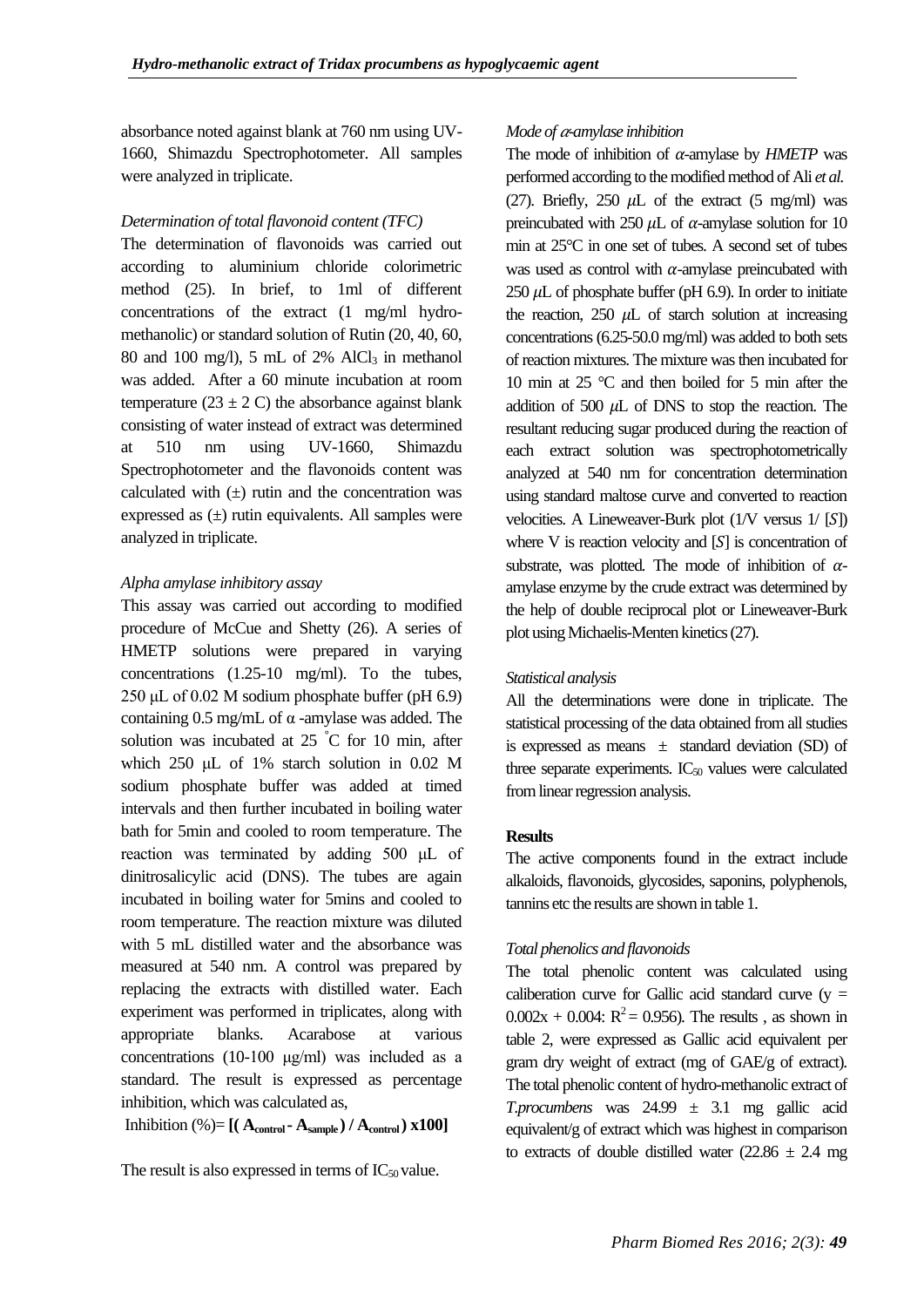absorbance noted against blank at 760 nm using UV-1660, Shimazdu Spectrophotometer. All samples were analyzed in triplicate.

*Determination of total flavonoid content (TFC)*

The determination of flavonoids was carried out according to aluminium chloride colorimetric method (25). In brief, to 1ml of different concentrations of the extract (1 mg/ml hydro-methanolic) or standard solution of Rutin (20, 40, 60, 80 and 100 mg/l), 5 mL of 2% $AlCl_3$ in methanol was added. After a 60 minute incubation at room temperature (23 ± 2 C) the absorbance against blank consisting of water instead of extract was determined at 510 nm using UV-1660, Shimazdu Spectrophotometer and the flavonoids content was calculated with (±) rutin and the concentration was expressed as (±) rutin equivalents. All samples were analyzed in triplicate.

*Alpha amylase inhibitory assay*

This assay was carried out according to modified procedure of McCue and Shetty (26). A series of HMETP solutions were prepared in varying concentrations (1.25-10 mg/ml). To the tubes, 250 μL of 0.02 M sodium phosphate buffer (pH 6.9) containing 0.5 mg/mL of α -amylase was added. The solution was incubated at 25 °C for 10 min, after which 250 μL of 1% starch solution in 0.02 M sodium phosphate buffer was added at timed intervals and then further incubated in boiling water bath for 5min and cooled to room temperature. The reaction was terminated by adding 500 μL of dinitrosalicylic acid (DNS). The tubes are again incubated in boiling water for 5mins and cooled to room temperature. The reaction mixture was diluted with 5 mL distilled water and the absorbance was measured at 540 nm. A control was prepared by replacing the extracts with distilled water. Each experiment was performed in triplicates, along with appropriate blanks. Acarabose at various concentrations (10-100 μg/ml) was included as a standard. The result is expressed as percentage inhibition, which was calculated as,

Inhibition (%)= $[(A_{control} - A_{sample}) / A_{control}) \times 100]$

The result is also expressed in terms of $IC_{50}$ value.

*Mode of α-amylase inhibition*

The mode of inhibition of α-amylase by *HMETP* was performed according to the modified method of Ali *et al.* (27). Briefly, 250 μL of the extract (5 mg/ml) was preincubated with 250 μL of α-amylase solution for 10 min at 25°C in one set of tubes. A second set of tubes was used as control with α-amylase preincubated with 250 μL of phosphate buffer (pH 6.9). In order to initiate the reaction, 250 μL of starch solution at increasing concentrations (6.25-50.0 mg/ml) was added to both sets of reaction mixtures. The mixture was then incubated for 10 min at 25 °C and then boiled for 5 min after the addition of 500 μL of DNS to stop the reaction. The resultant reducing sugar produced during the reaction of each extract solution was spectrophotometrically analyzed at 540 nm for concentration determination using standard maltose curve and converted to reaction velocities. A Lineweaver-Burk plot (1/V versus 1/ [*S*]) where V is reaction velocity and [*S*] is concentration of substrate, was plotted. The mode of inhibition of α-amylase enzyme by the crude extract was determined by the help of double reciprocal plot or Lineweaver-Burk plot using Michaelis-Menten kinetics (27).

*Statistical analysis*

All the determinations were done in triplicate. The statistical processing of the data obtained from all studies is expressed as means ± standard deviation (SD) of three separate experiments. $IC_{50}$ values were calculated from linear regression analysis.

**Results**

The active components found in the extract include alkaloids, flavonoids, glycosides, saponins, polyphenols, tannins etc the results are shown in table 1.

*Total phenolics and flavonoids*

The total phenolic content was calculated using caliberation curve for Gallic acid standard curve ($y = 0.002x + 0.004$: $R^2 = 0.956$). The results , as shown in table 2, were expressed as Gallic acid equivalent per gram dry weight of extract (mg of GAE/g of extract). The total phenolic content of hydro-methanolic extract of *T.procumbens* was 24.99 ± 3.1 mg gallic acid equivalent/g of extract which was highest in comparison to extracts of double distilled water (22.86 ± 2.4 mg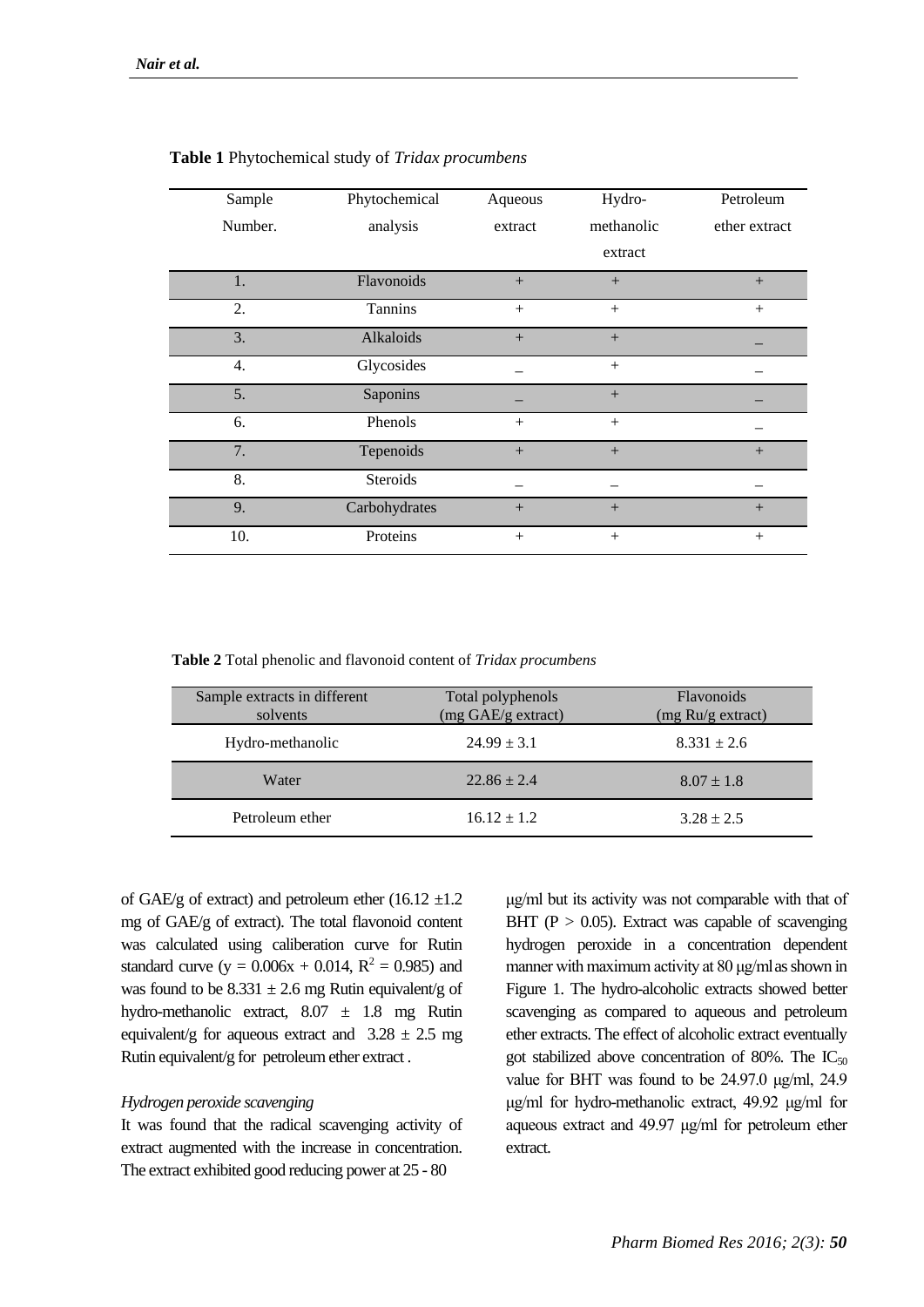**Table 1** Phytochemical study of *Tridax procumbens*

| Sample Number. | Phytochemical analysis | Aqueous extract | Hydro-methanolic extract | Petroleum ether extract |
|---|---|---|---|---|
| 1. | Flavonoids | + | + | + |
| 2. | Tannins | + | + | + |
| 3. | Alkaloids | + | + | _ |
| 4. | Glycosides | _ | + | _ |
| 5. | Saponins | _ | + | _ |
| 6. | Phenols | + | + | _ |
| 7. | Tepenoids | + | + | + |
| 8. | Steroids | _ | _ | _ |
| 9. | Carbohydrates | + | + | + |
| 10. | Proteins | + | + | + |

**Table 2** Total phenolic and flavonoid content of *Tridax procumbens*

| Sample extracts in different solvents | Total polyphenols (mg GAE/g extract) | Flavonoids (mg Ru/g extract) |
|---|---|---|
| Hydro-methanolic | $24.99 \pm 3.1$ | $8.331 \pm 2.6$ |
| Water | $22.86 \pm 2.4$ | $8.07 \pm 1.8$ |
| Petroleum ether | $16.12 \pm 1.2$ | $3.28 \pm 2.5$ |

of GAE/g of extract) and petroleum ether ($16.12 \pm 1.2$ mg of GAE/g of extract). The total flavonoid content was calculated using caliberation curve for Rutin standard curve ($y = 0.006x + 0.014$, $R^2 = 0.985$) and was found to be $8.331 \pm 2.6$ mg Rutin equivalent/g of hydro-methanolic extract, $8.07 \pm 1.8$ mg Rutin equivalent/g for aqueous extract and $3.28 \pm 2.5$ mg Rutin equivalent/g for petroleum ether extract .

*Hydrogen peroxide scavenging*

It was found that the radical scavenging activity of extract augmented with the increase in concentration. The extract exhibited good reducing power at 25 - 80 μg/ml but its activity was not comparable with that of BHT ($P > 0.05$). Extract was capable of scavenging hydrogen peroxide in a concentration dependent manner with maximum activity at 80 μg/ml as shown in Figure 1. The hydro-alcoholic extracts showed better scavenging as compared to aqueous and petroleum ether extracts. The effect of alcoholic extract eventually got stabilized above concentration of 80%. The $IC_{50}$ value for BHT was found to be 24.97.0 μg/ml, 24.9 μg/ml for hydro-methanolic extract, 49.92 μg/ml for aqueous extract and 49.97 μg/ml for petroleum ether extract.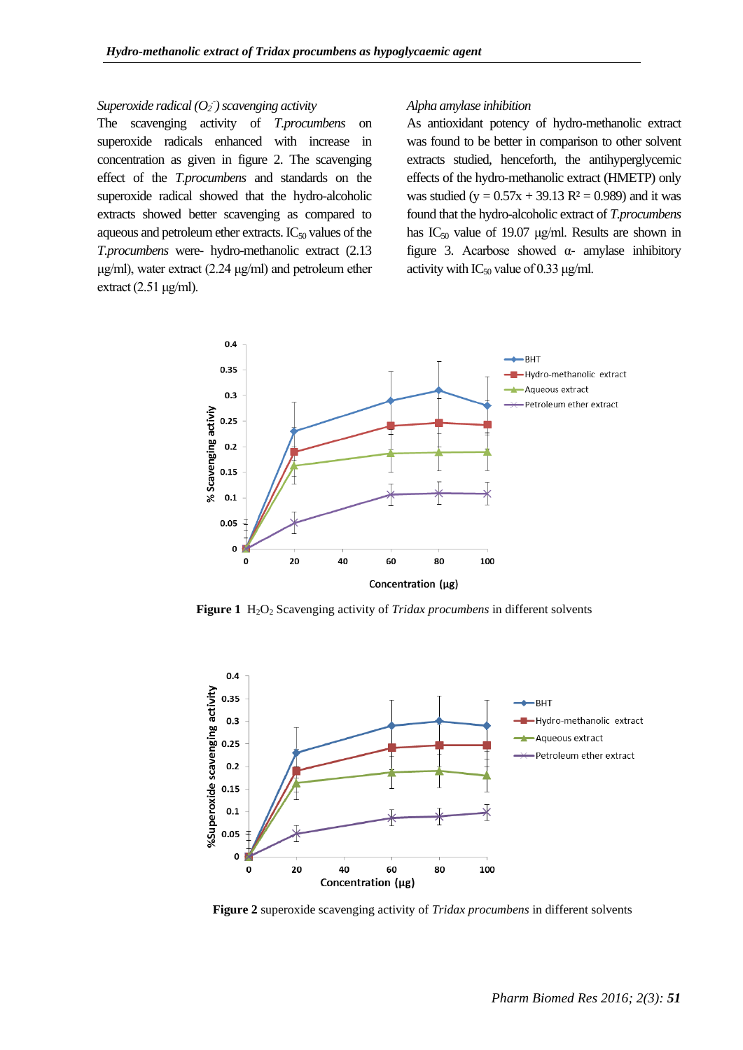*Superoxide radical ($O_2^-$) scavenging activity*

The scavenging activity of *T.procumbens* on superoxide radicals enhanced with increase in concentration as given in figure 2. The scavenging effect of the *T.procumbens* and standards on the superoxide radical showed that the hydro-alcoholic extracts showed better scavenging as compared to aqueous and petroleum ether extracts. $IC_{50}$ values of the *T.procumbens* were- hydro-methanolic extract (2.13 µg/ml), water extract (2.24 µg/ml) and petroleum ether extract (2.51 µg/ml).

*Alpha amylase inhibition*

As antioxidant potency of hydro-methanolic extract was found to be better in comparison to other solvent extracts studied, henceforth, the antihyperglycemic effects of the hydro-methanolic extract (HMETP) only was studied ($y = 0.57x + 39.13$ $R^2 = 0.989$) and it was found that the hydro-alcoholic extract of *T.procumbens* has $IC_{50}$ value of 19.07 µg/ml. Results are shown in figure 3. Acarbose showed α- amylase inhibitory activity with $IC_{50}$ value of 0.33 µg/ml.

**Figure 1** $H_2O_2$ Scavenging activity of *Tridax procumbens* in different solvents

**Figure 2** superoxide scavenging activity of *Tridax procumbens* in different solvents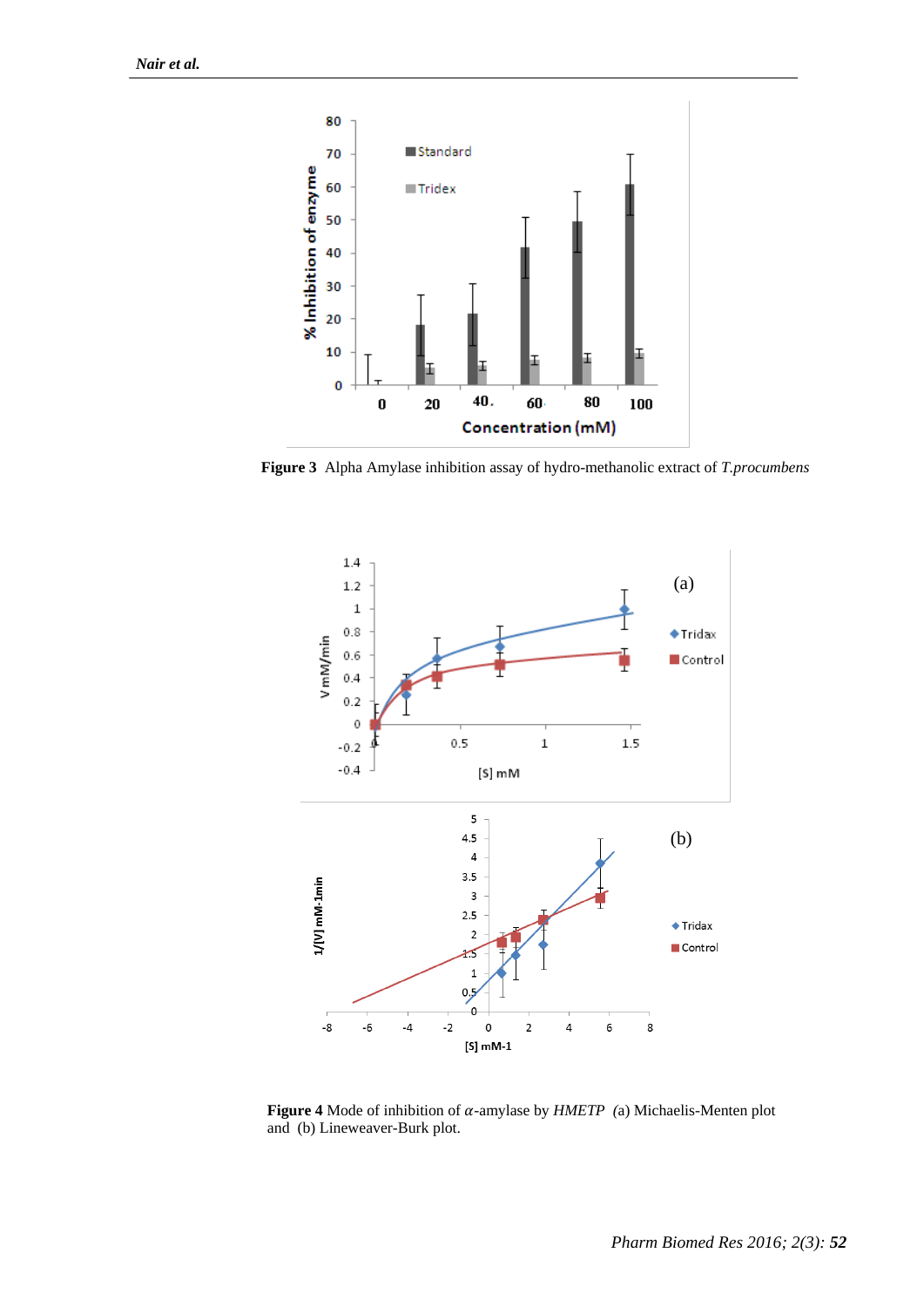**Figure 3** Alpha Amylase inhibition assay of hydro-methanolic extract of *T.procumbens*

**Figure 4** Mode of inhibition of α-amylase by *HMETP* (a) Michaelis-Menten plot and (b) Lineweaver-Burk plot.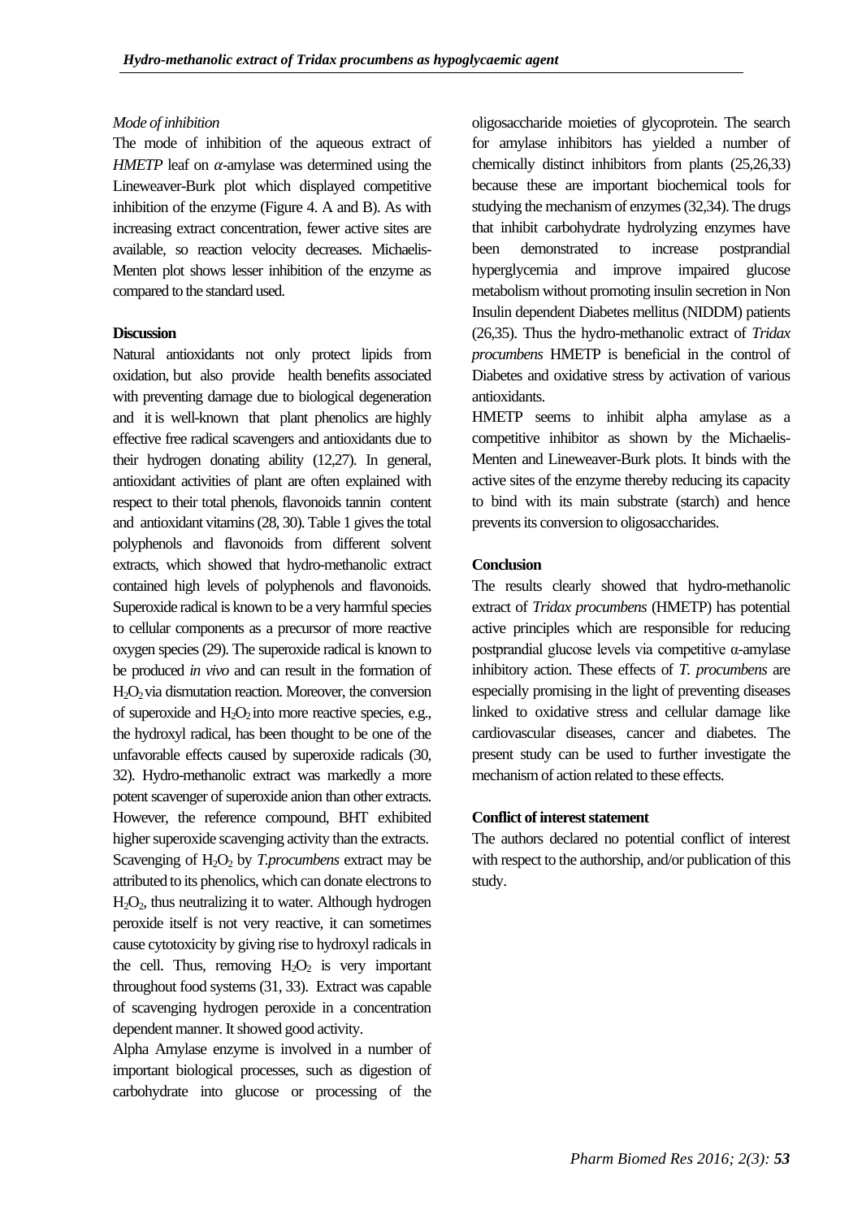*Mode of inhibition*

The mode of inhibition of the aqueous extract of *HMETP* leaf on *α*-amylase was determined using the Lineweaver-Burk plot which displayed competitive inhibition of the enzyme (Figure 4. A and B). As with increasing extract concentration, fewer active sites are available, so reaction velocity decreases. Michaelis-Menten plot shows lesser inhibition of the enzyme as compared to the standard used.

**Discussion**

Natural antioxidants not only protect lipids from oxidation, but also provide health benefits associated with preventing damage due to biological degeneration and it is well-known that plant phenolics are highly effective free radical scavengers and antioxidants due to their hydrogen donating ability (12,27). In general, antioxidant activities of plant are often explained with respect to their total phenols, flavonoids tannin content and antioxidant vitamins (28, 30). Table 1 gives the total polyphenols and flavonoids from different solvent extracts, which showed that hydro-methanolic extract contained high levels of polyphenols and flavonoids. Superoxide radical is known to be a very harmful species to cellular components as a precursor of more reactive oxygen species (29). The superoxide radical is known to be produced *in vivo* and can result in the formation of $H_2O_2$ via dismutation reaction. Moreover, the conversion of superoxide and $H_2O_2$ into more reactive species, e.g., the hydroxyl radical, has been thought to be one of the unfavorable effects caused by superoxide radicals (30, 32). Hydro-methanolic extract was markedly a more potent scavenger of superoxide anion than other extracts. However, the reference compound, BHT exhibited higher superoxide scavenging activity than the extracts. Scavenging of $H_2O_2$ by *T.procumbens* extract may be attributed to its phenolics, which can donate electrons to $H_2O_2$, thus neutralizing it to water. Although hydrogen peroxide itself is not very reactive, it can sometimes cause cytotoxicity by giving rise to hydroxyl radicals in the cell. Thus, removing $H_2O_2$ is very important throughout food systems (31, 33). Extract was capable of scavenging hydrogen peroxide in a concentration dependent manner. It showed good activity.

Alpha Amylase enzyme is involved in a number of important biological processes, such as digestion of carbohydrate into glucose or processing of the oligosaccharide moieties of glycoprotein. The search for amylase inhibitors has yielded a number of chemically distinct inhibitors from plants (25,26,33) because these are important biochemical tools for studying the mechanism of enzymes (32,34). The drugs that inhibit carbohydrate hydrolyzing enzymes have been demonstrated to increase postprandial hyperglycemia and improve impaired glucose metabolism without promoting insulin secretion in Non Insulin dependent Diabetes mellitus (NIDDM) patients (26,35). Thus the hydro-methanolic extract of *Tridax procumbens* HMETP is beneficial in the control of Diabetes and oxidative stress by activation of various antioxidants.

HMETP seems to inhibit alpha amylase as a competitive inhibitor as shown by the Michaelis-Menten and Lineweaver-Burk plots. It binds with the active sites of the enzyme thereby reducing its capacity to bind with its main substrate (starch) and hence prevents its conversion to oligosaccharides.

**Conclusion**

The results clearly showed that hydro-methanolic extract of *Tridax procumbens* (HMETP) has potential active principles which are responsible for reducing postprandial glucose levels via competitive α-amylase inhibitory action. These effects of *T. procumbens* are especially promising in the light of preventing diseases linked to oxidative stress and cellular damage like cardiovascular diseases, cancer and diabetes. The present study can be used to further investigate the mechanism of action related to these effects.

**Conflict of interest statement**

The authors declared no potential conflict of interest with respect to the authorship, and/or publication of this study.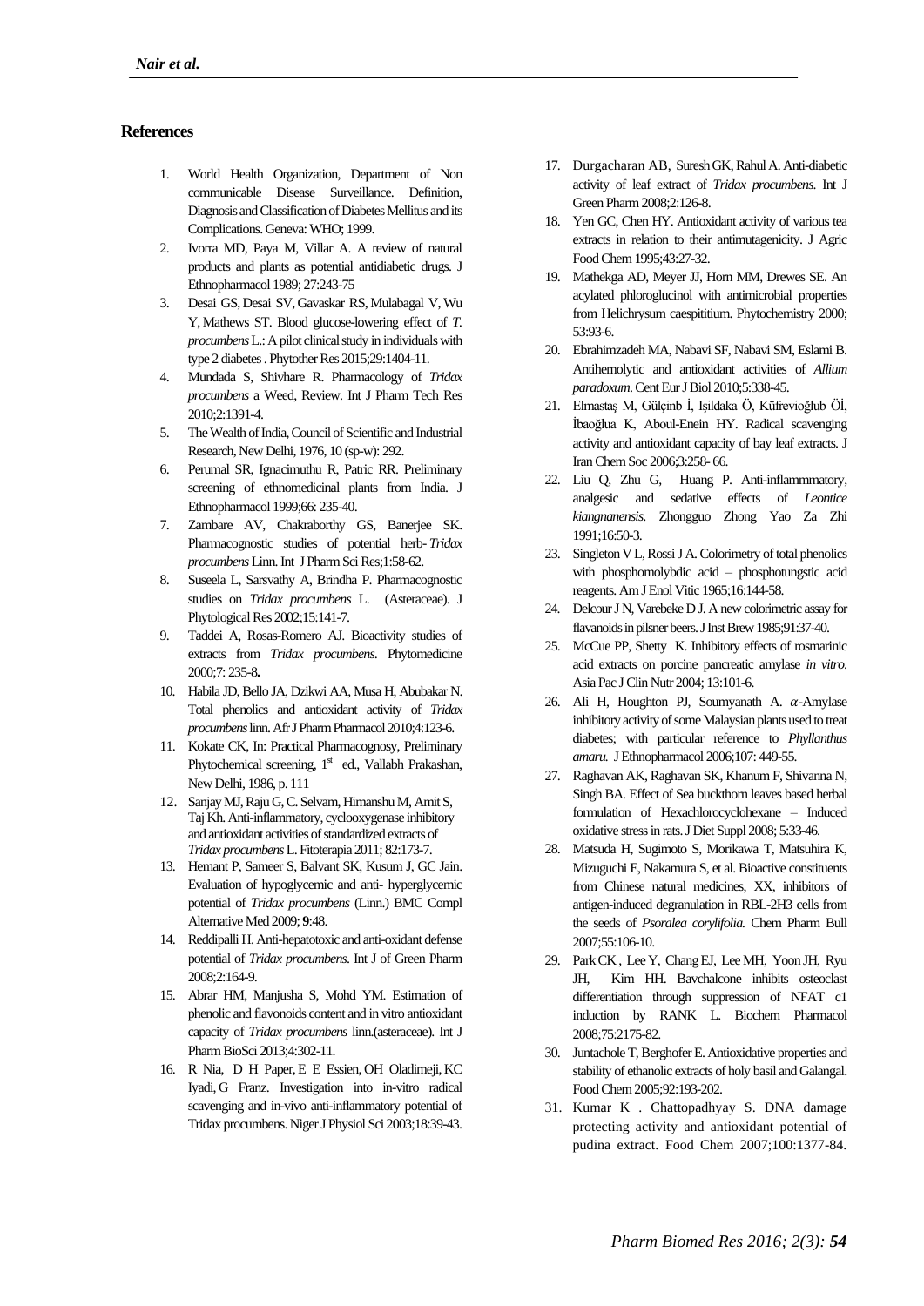## References

1. World Health Organization, Department of Non communicable Disease Surveillance. Definition, Diagnosis and Classification of Diabetes Mellitus and its Complications. Geneva: WHO; 1999.
2. Ivorra MD, Paya M, Villar A. A review of natural products and plants as potential antidiabetic drugs. J Ethnopharmacol 1989; 27:243-75
3. Desai GS, Desai SV, Gavaskar RS, Mulabagal V, Wu Y, Mathews ST. Blood glucose-lowering effect of *T. procumbens* L.: A pilot clinical study in individuals with type 2 diabetes . Phytother Res 2015;29:1404-11.
4. Mundada S, Shivhare R. Pharmacology of *Tridax procumbens* a Weed, Review. Int J Pharm Tech Res 2010;2:1391-4.
5. The Wealth of India, Council of Scientific and Industrial Research, New Delhi, 1976, 10 (sp-w): 292.
6. Perumal SR, Ignacimuthu R, Patric RR. Preliminary screening of ethnomedicinal plants from India. J Ethnopharmacol 1999;66: 235-40.
7. Zambare AV, Chakraborthy GS, Banerjee SK. Pharmacognostic studies of potential herb- *Tridax procumbens* Linn. Int J Pharm Sci Res;1:58-62.
8. Suseela L, Sarsvathy A, Brindha P. Pharmacognostic studies on *Tridax procumbens* L. (Asteraceae). J Phytological Res 2002;15:141-7.
9. Taddei A, Rosas-Romero AJ. Bioactivity studies of extracts from *Tridax procumbens*. Phytomedicine 2000;7: 235-8**.**
10. Habila JD, Bello JA, Dzikwi AA, Musa H, Abubakar N. Total phenolics and antioxidant activity of *Tridax procumbens* linn. Afr J Pharm Pharmacol 2010;4:123-6.
11. Kokate CK, In: Practical Pharmacognosy, Preliminary Phytochemical screening, 1st ed., Vallabh Prakashan, New Delhi, 1986, p. 111
12. Sanjay MJ, Raju G, C. Selvam, Himanshu M, Amit S, Taj Kh. Anti-inflammatory, cyclooxygenase inhibitory and antioxidant activities of standardized extracts of *Tridax procumbens* L. Fitoterapia 2011; 82:173-7.
13. Hemant P, Sameer S, Balvant SK, Kusum J, GC Jain. Evaluation of hypoglycemic and anti- hyperglycemic potential of *Tridax procumbens* (Linn.) BMC Compl Alternative Med 2009; **9**:48.
14. Reddipalli H. Anti-hepatotoxic and anti-oxidant defense potential of *Tridax procumbens*. Int J of Green Pharm 2008;2:164-9.
15. Abrar HM, Manjusha S, Mohd YM. Estimation of phenolic and flavonoids content and in vitro antioxidant capacity of *Tridax procumbens* linn.(asteraceae). Int J Pharm BioSci 2013;4:302-11.
16. R Nia, D H Paper, E E Essien, OH Oladimeji, KC Iyadi, G Franz. Investigation into in-vitro radical scavenging and in-vivo anti-inflammatory potential of Tridax procumbens. Niger J Physiol Sci 2003;18:39-43.
17. Durgacharan AB, Suresh GK, Rahul A. Anti-diabetic activity of leaf extract of *Tridax procumbens*. Int J Green Pharm 2008;2:126-8.
18. Yen GC, Chen HY. Antioxidant activity of various tea extracts in relation to their antimutagenicity. J Agric Food Chem 1995;43:27-32.
19. Mathekga AD, Meyer JJ, Horn MM, Drewes SE. An acylated phloroglucinol with antimicrobial properties from Helichrysum caespititium. Phytochemistry 2000; 53:93-6.
20. Ebrahimzadeh MA, Nabavi SF, Nabavi SM, Eslami B. Antihemolytic and antioxidant activities of *Allium paradoxum*. Cent Eur J Biol 2010;5:338-45.
21. Elmastaş M, Gülçinb İ, Işildaka Ö, Küfrevioğlub Öİ, İbaoğlua K, Aboul-Enein HY. Radical scavenging activity and antioxidant capacity of bay leaf extracts. J Iran Chem Soc 2006;3:258- 66.
22. Liu Q, Zhu G, Huang P. Anti-inflammmatory, analgesic and sedative effects of *Leontice kiangnanensis*. Zhongguo Zhong Yao Za Zhi 1991;16:50-3.
23. Singleton V L, Rossi J A. Colorimetry of total phenolics with phosphomolybdic acid – phosphotungstic acid reagents. Am J Enol Vitic 1965;16:144-58.
24. Delcour J N, Varebeke D J. A new colorimetric assay for flavanoids in pilsner beers. J Inst Brew 1985;91:37-40.
25. McCue PP, Shetty K. Inhibitory effects of rosmarinic acid extracts on porcine pancreatic amylase *in vitro*. Asia Pac J Clin Nutr 2004; 13:101-6.
26. Ali H, Houghton PJ, Soumyanath A. $\alpha$-Amylase inhibitory activity of some Malaysian plants used to treat diabetes; with particular reference to *Phyllanthus amaru.* J Ethnopharmacol 2006;107: 449-55.
27. Raghavan AK, Raghavan SK, Khanum F, Shivanna N, Singh BA. Effect of Sea buckthorn leaves based herbal formulation of Hexachlorocyclohexane – Induced oxidative stress in rats. J Diet Suppl 2008; 5:33-46.
28. Matsuda H, Sugimoto S, Morikawa T, Matsuhira K, Mizuguchi E, Nakamura S, et al. Bioactive constituents from Chinese natural medicines, XX, inhibitors of antigen-induced degranulation in RBL-2H3 cells from the seeds of *Psoralea corylifolia.* Chem Pharm Bull 2007;55:106-10.
29. Park CK , Lee Y, Chang EJ, Lee MH, Yoon JH, Ryu JH, Kim HH. Bavchalcone inhibits osteoclast differentiation through suppression of NFAT c1 induction by RANK L. Biochem Pharmacol 2008;75:2175-82.
30. Juntachole T, Berghofer E. Antioxidative properties and stability of ethanolic extracts of holy basil and Galangal. Food Chem 2005;92:193-202.
31. Kumar K . Chattopadhyay S. DNA damage protecting activity and antioxidant potential of pudina extract. Food Chem 2007;100:1377-84.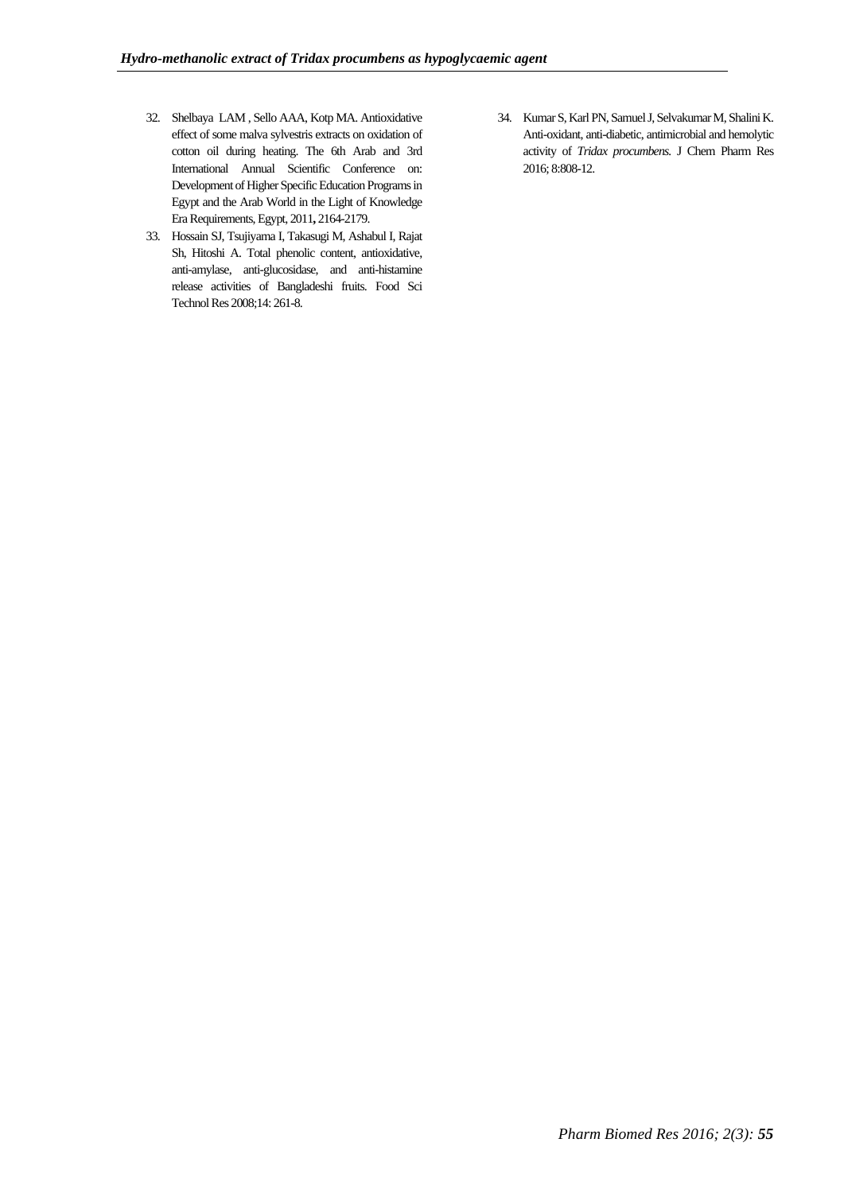32. Shelbaya LAM , Sello AAA, Kotp MA. Antioxidative effect of some malva sylvestris extracts on oxidation of cotton oil during heating. The 6th Arab and 3rd International Annual Scientific Conference on: Development of Higher Specific Education Programs in Egypt and the Arab World in the Light of Knowledge Era Requirements, Egypt, 2011**,** 2164-2179.
33. Hossain SJ, Tsujiyama I, Takasugi M, Ashabul I, Rajat Sh, Hitoshi A. Total phenolic content, antioxidative, anti-amylase, anti-glucosidase, and anti-histamine release activities of Bangladeshi fruits. Food Sci Technol Res 2008;14: 261-8.
34. Kumar S, Karl PN, Samuel J, Selvakumar M, Shalini K. Anti-oxidant, anti-diabetic, antimicrobial and hemolytic activity of *Tridax procumbens*. J Chem Pharm Res 2016; 8:808-12.